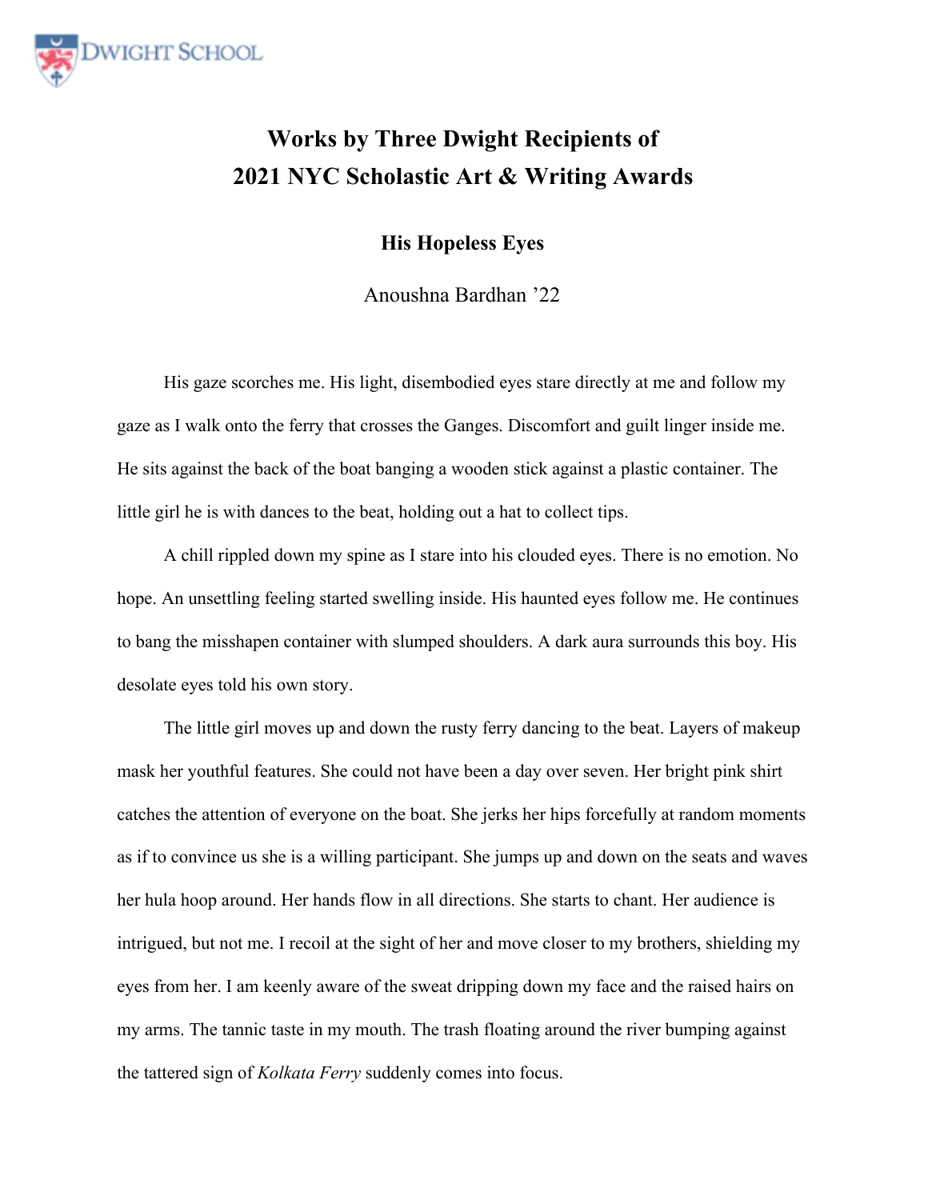# Works by Three Dwight Recipients of 2021 NYC Scholastic Art & Writing Awards

## His Hopeless Eyes

Anoushna Bardhan '22

His gaze scorches me. His light, disembodied eyes stare directly at me and follow my gaze as I walk onto the ferry that crosses the Ganges. Discomfort and guilt linger inside me. He sits against the back of the boat banging a wooden stick against a plastic container. The little girl he is with dances to the beat, holding out a hat to collect tips.

A chill rippled down my spine as I stare into his clouded eyes. There is no emotion. No hope. An unsettling feeling started swelling inside. His haunted eyes follow me. He continues to bang the misshapen container with slumped shoulders. A dark aura surrounds this boy. His desolate eyes told his own story.

The little girl moves up and down the rusty ferry dancing to the beat. Layers of makeup mask her youthful features. She could not have been a day over seven. Her bright pink shirt catches the attention of everyone on the boat. She jerks her hips forcefully at random moments as if to convince us she is a willing participant. She jumps up and down on the seats and waves her hula hoop around. Her hands flow in all directions. She starts to chant. Her audience is intrigued, but not me. I recoil at the sight of her and move closer to my brothers, shielding my eyes from her. I am keenly aware of the sweat dripping down my face and the raised hairs on my arms. The tannic taste in my mouth. The trash floating around the river bumping against the tattered sign of *Kolkata Ferry* suddenly comes into focus.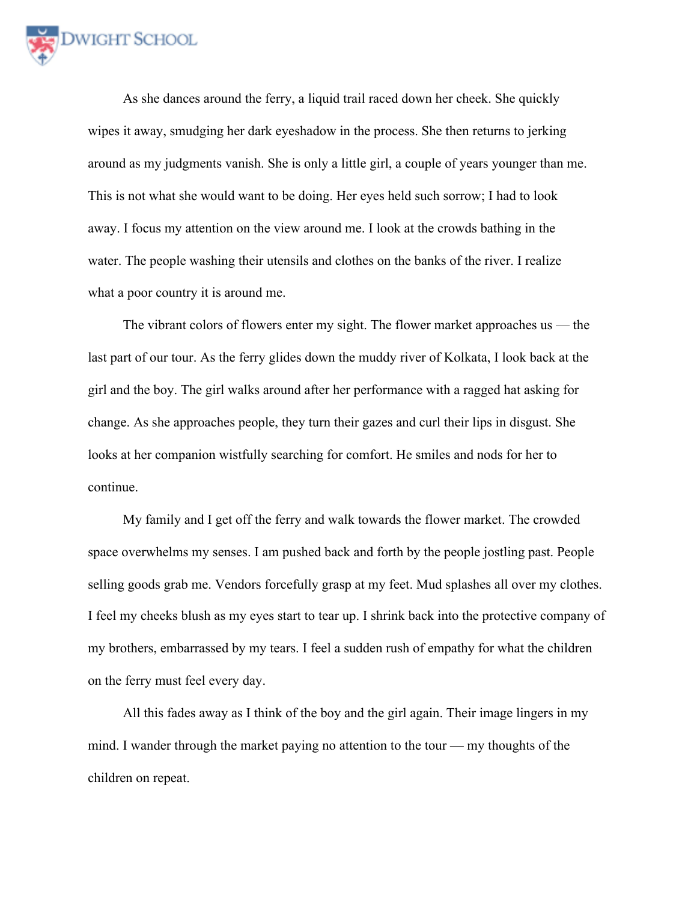As she dances around the ferry, a liquid trail raced down her cheek. She quickly wipes it away, smudging her dark eyeshadow in the process. She then returns to jerking around as my judgments vanish. She is only a little girl, a couple of years younger than me. This is not what she would want to be doing. Her eyes held such sorrow; I had to look away. I focus my attention on the view around me. I look at the crowds bathing in the water. The people washing their utensils and clothes on the banks of the river. I realize what a poor country it is around me.

The vibrant colors of flowers enter my sight. The flower market approaches us — the last part of our tour. As the ferry glides down the muddy river of Kolkata, I look back at the girl and the boy. The girl walks around after her performance with a ragged hat asking for change. As she approaches people, they turn their gazes and curl their lips in disgust. She looks at her companion wistfully searching for comfort. He smiles and nods for her to continue.

My family and I get off the ferry and walk towards the flower market. The crowded space overwhelms my senses. I am pushed back and forth by the people jostling past. People selling goods grab me. Vendors forcefully grasp at my feet. Mud splashes all over my clothes. I feel my cheeks blush as my eyes start to tear up. I shrink back into the protective company of my brothers, embarrassed by my tears. I feel a sudden rush of empathy for what the children on the ferry must feel every day.

All this fades away as I think of the boy and the girl again. Their image lingers in my mind. I wander through the market paying no attention to the tour — my thoughts of the children on repeat.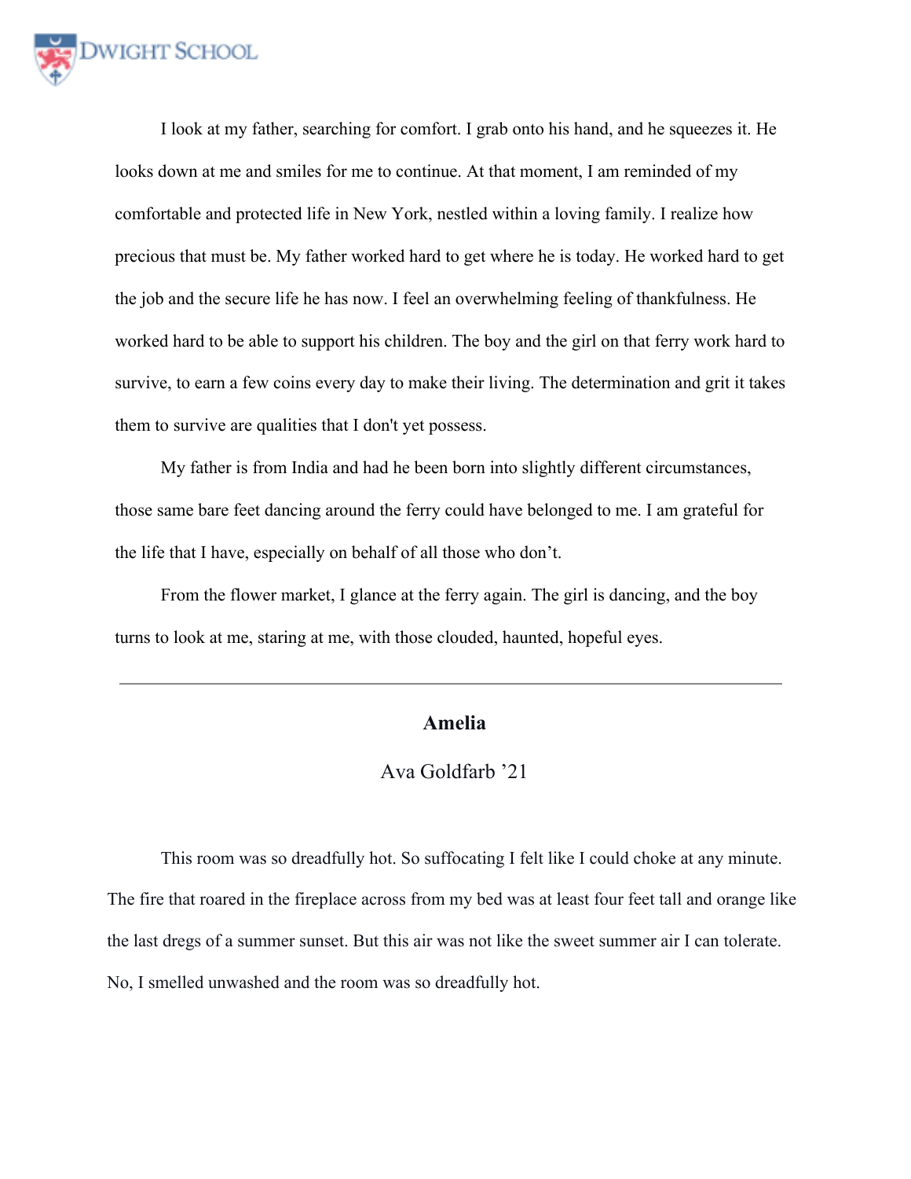I look at my father, searching for comfort. I grab onto his hand, and he squeezes it. He looks down at me and smiles for me to continue. At that moment, I am reminded of my comfortable and protected life in New York, nestled within a loving family. I realize how precious that must be. My father worked hard to get where he is today. He worked hard to get the job and the secure life he has now. I feel an overwhelming feeling of thankfulness. He worked hard to be able to support his children. The boy and the girl on that ferry work hard to survive, to earn a few coins every day to make their living. The determination and grit it takes them to survive are qualities that I don't yet possess.

My father is from India and had he been born into slightly different circumstances, those same bare feet dancing around the ferry could have belonged to me. I am grateful for the life that I have, especially on behalf of all those who don't.

From the flower market, I glance at the ferry again. The girl is dancing, and the boy turns to look at me, staring at me, with those clouded, haunted, hopeful eyes.

---

## Amelia

Ava Goldfarb '21

This room was so dreadfully hot. So suffocating I felt like I could choke at any minute. The fire that roared in the fireplace across from my bed was at least four feet tall and orange like the last dregs of a summer sunset. But this air was not like the sweet summer air I can tolerate. No, I smelled unwashed and the room was so dreadfully hot.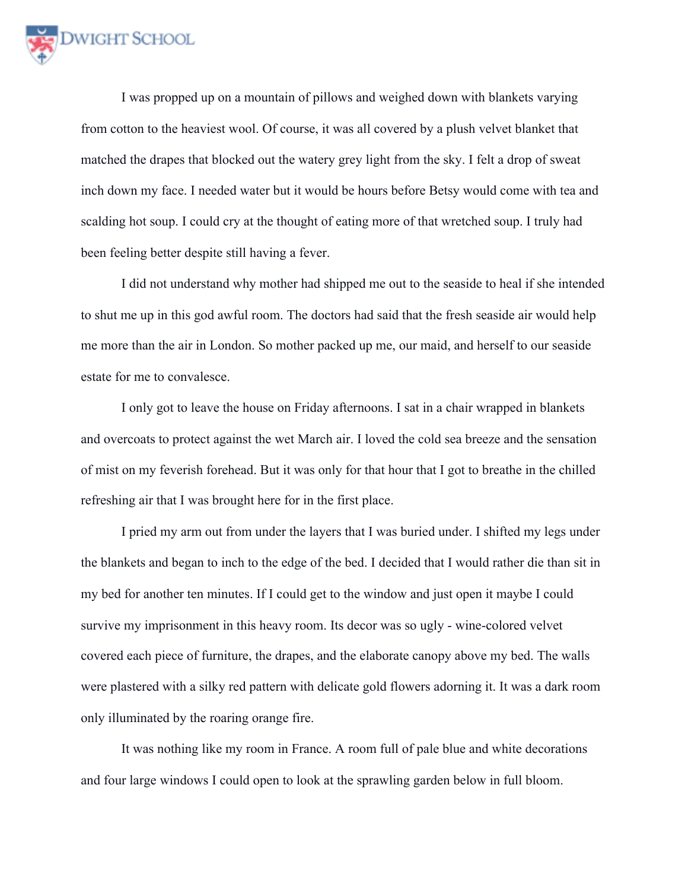I was propped up on a mountain of pillows and weighed down with blankets varying from cotton to the heaviest wool. Of course, it was all covered by a plush velvet blanket that matched the drapes that blocked out the watery grey light from the sky. I felt a drop of sweat inch down my face. I needed water but it would be hours before Betsy would come with tea and scalding hot soup. I could cry at the thought of eating more of that wretched soup. I truly had been feeling better despite still having a fever.

I did not understand why mother had shipped me out to the seaside to heal if she intended to shut me up in this god awful room. The doctors had said that the fresh seaside air would help me more than the air in London. So mother packed up me, our maid, and herself to our seaside estate for me to convalesce.

I only got to leave the house on Friday afternoons. I sat in a chair wrapped in blankets and overcoats to protect against the wet March air. I loved the cold sea breeze and the sensation of mist on my feverish forehead. But it was only for that hour that I got to breathe in the chilled refreshing air that I was brought here for in the first place.

I pried my arm out from under the layers that I was buried under. I shifted my legs under the blankets and began to inch to the edge of the bed. I decided that I would rather die than sit in my bed for another ten minutes. If I could get to the window and just open it maybe I could survive my imprisonment in this heavy room. Its decor was so ugly - wine-colored velvet covered each piece of furniture, the drapes, and the elaborate canopy above my bed. The walls were plastered with a silky red pattern with delicate gold flowers adorning it. It was a dark room only illuminated by the roaring orange fire.

It was nothing like my room in France. A room full of pale blue and white decorations and four large windows I could open to look at the sprawling garden below in full bloom.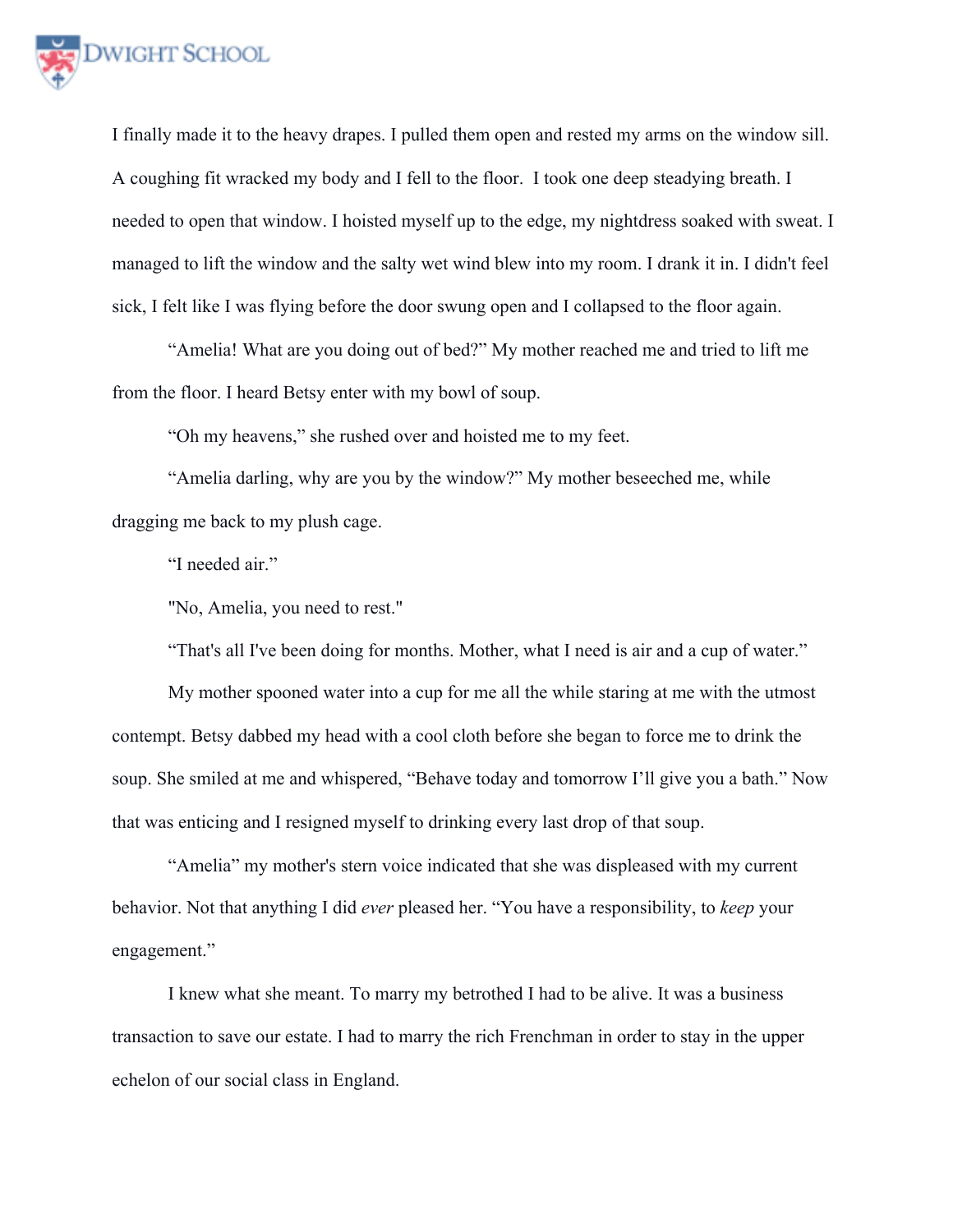I finally made it to the heavy drapes. I pulled them open and rested my arms on the window sill. A coughing fit wracked my body and I fell to the floor. I took one deep steadying breath. I needed to open that window. I hoisted myself up to the edge, my nightdress soaked with sweat. I managed to lift the window and the salty wet wind blew into my room. I drank it in. I didn't feel sick, I felt like I was flying before the door swung open and I collapsed to the floor again.

"Amelia! What are you doing out of bed?" My mother reached me and tried to lift me from the floor. I heard Betsy enter with my bowl of soup.

"Oh my heavens," she rushed over and hoisted me to my feet.

"Amelia darling, why are you by the window?" My mother beseeched me, while dragging me back to my plush cage.

"I needed air."

"No, Amelia, you need to rest."

"That's all I've been doing for months. Mother, what I need is air and a cup of water."

My mother spooned water into a cup for me all the while staring at me with the utmost contempt. Betsy dabbed my head with a cool cloth before she began to force me to drink the soup. She smiled at me and whispered, "Behave today and tomorrow I'll give you a bath." Now that was enticing and I resigned myself to drinking every last drop of that soup.

"Amelia" my mother's stern voice indicated that she was displeased with my current behavior. Not that anything I did *ever* pleased her. "You have a responsibility, to *keep* your engagement."

I knew what she meant. To marry my betrothed I had to be alive. It was a business transaction to save our estate. I had to marry the rich Frenchman in order to stay in the upper echelon of our social class in England.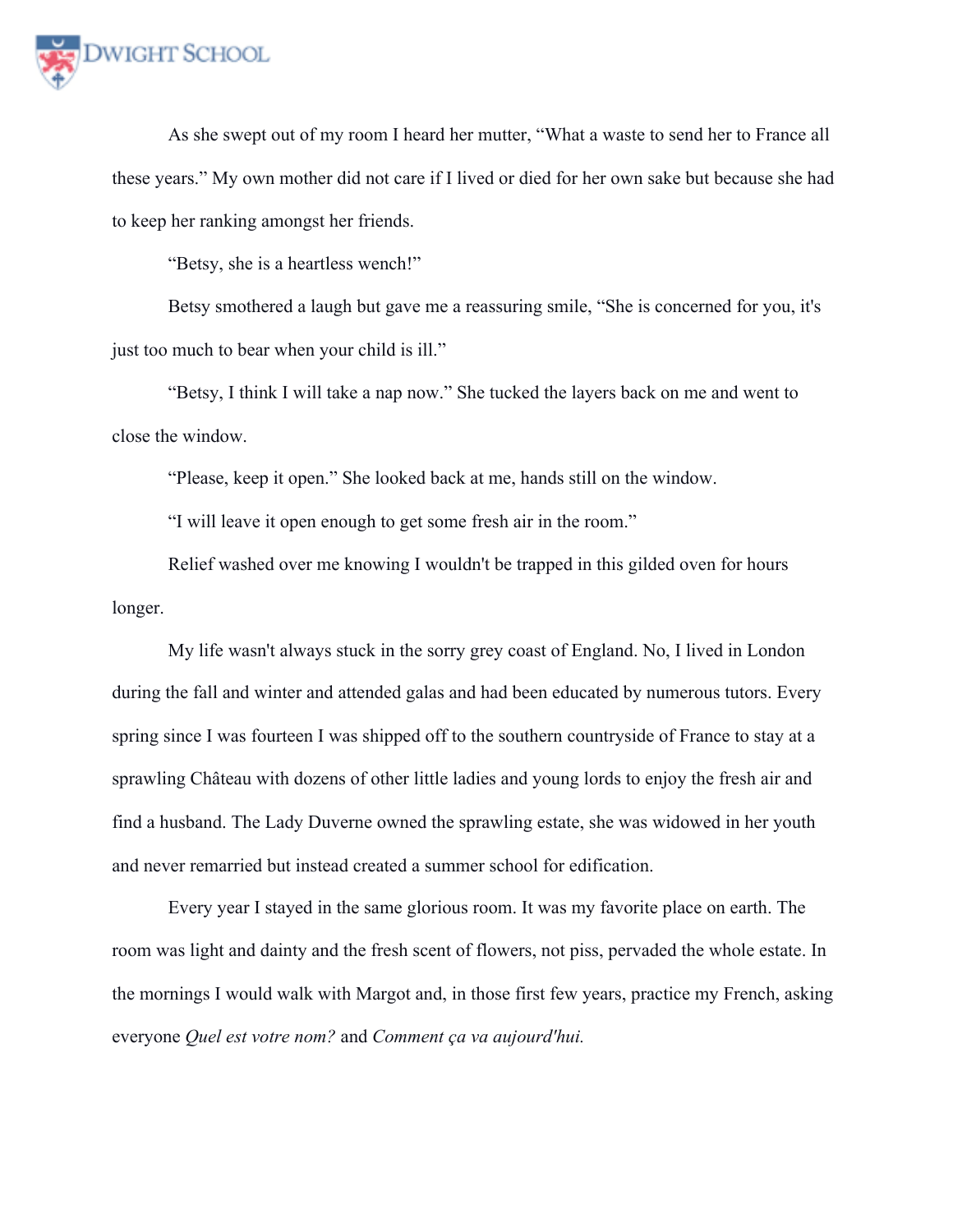As she swept out of my room I heard her mutter, "What a waste to send her to France all these years." My own mother did not care if I lived or died for her own sake but because she had to keep her ranking amongst her friends.

"Betsy, she is a heartless wench!"

Betsy smothered a laugh but gave me a reassuring smile, "She is concerned for you, it's just too much to bear when your child is ill."

"Betsy, I think I will take a nap now." She tucked the layers back on me and went to close the window.

"Please, keep it open." She looked back at me, hands still on the window.

"I will leave it open enough to get some fresh air in the room."

Relief washed over me knowing I wouldn't be trapped in this gilded oven for hours longer.

My life wasn't always stuck in the sorry grey coast of England. No, I lived in London during the fall and winter and attended galas and had been educated by numerous tutors. Every spring since I was fourteen I was shipped off to the southern countryside of France to stay at a sprawling Château with dozens of other little ladies and young lords to enjoy the fresh air and find a husband. The Lady Duverne owned the sprawling estate, she was widowed in her youth and never remarried but instead created a summer school for edification.

Every year I stayed in the same glorious room. It was my favorite place on earth. The room was light and dainty and the fresh scent of flowers, not piss, pervaded the whole estate. In the mornings I would walk with Margot and, in those first few years, practice my French, asking everyone *Quel est votre nom?* and *Comment ça va aujourd'hui.*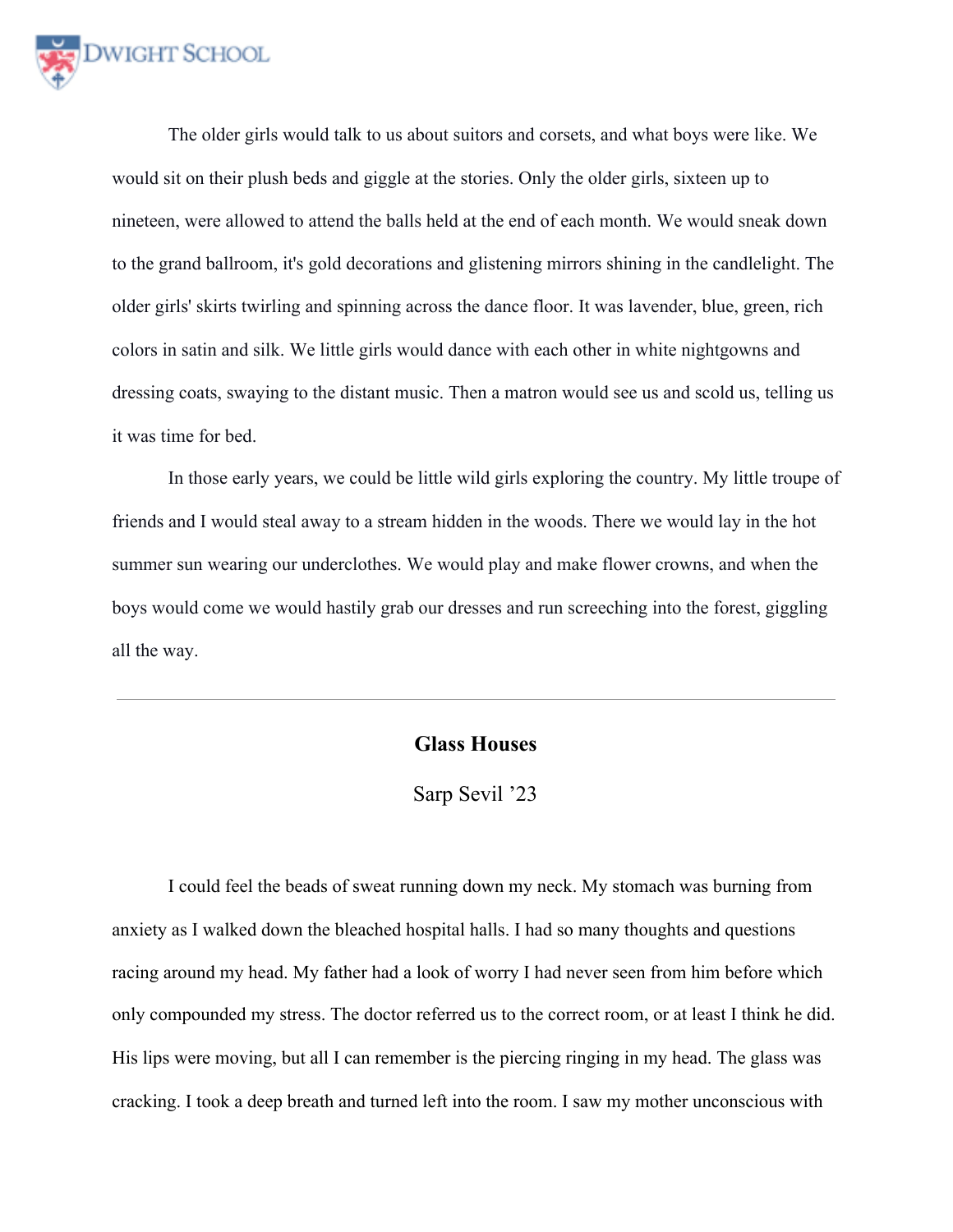The older girls would talk to us about suitors and corsets, and what boys were like. We would sit on their plush beds and giggle at the stories. Only the older girls, sixteen up to nineteen, were allowed to attend the balls held at the end of each month. We would sneak down to the grand ballroom, it's gold decorations and glistening mirrors shining in the candlelight. The older girls' skirts twirling and spinning across the dance floor. It was lavender, blue, green, rich colors in satin and silk. We little girls would dance with each other in white nightgowns and dressing coats, swaying to the distant music. Then a matron would see us and scold us, telling us it was time for bed.

In those early years, we could be little wild girls exploring the country. My little troupe of friends and I would steal away to a stream hidden in the woods. There we would lay in the hot summer sun wearing our underclothes. We would play and make flower crowns, and when the boys would come we would hastily grab our dresses and run screeching into the forest, giggling all the way.

---

## Glass Houses

Sarp Sevil ’23

I could feel the beads of sweat running down my neck. My stomach was burning from anxiety as I walked down the bleached hospital halls. I had so many thoughts and questions racing around my head. My father had a look of worry I had never seen from him before which only compounded my stress. The doctor referred us to the correct room, or at least I think he did. His lips were moving, but all I can remember is the piercing ringing in my head. The glass was cracking. I took a deep breath and turned left into the room. I saw my mother unconscious with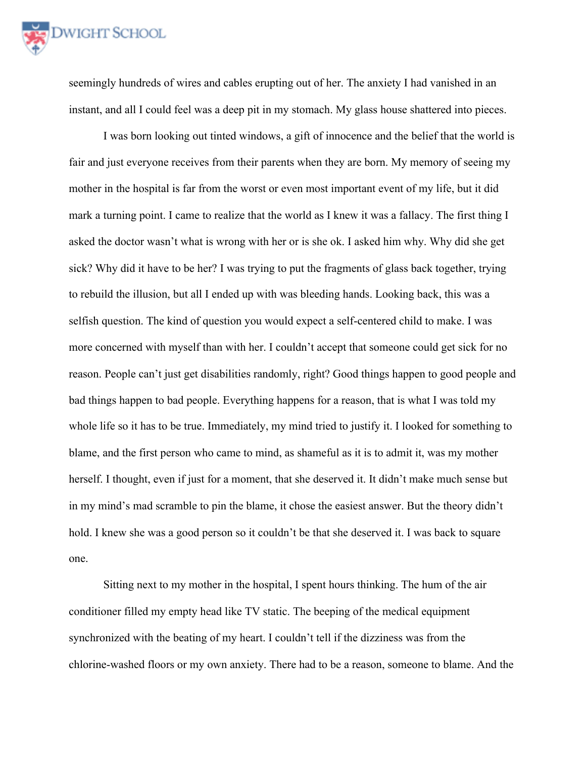seemingly hundreds of wires and cables erupting out of her. The anxiety I had vanished in an instant, and all I could feel was a deep pit in my stomach. My glass house shattered into pieces.

I was born looking out tinted windows, a gift of innocence and the belief that the world is fair and just everyone receives from their parents when they are born. My memory of seeing my mother in the hospital is far from the worst or even most important event of my life, but it did mark a turning point. I came to realize that the world as I knew it was a fallacy. The first thing I asked the doctor wasn't what is wrong with her or is she ok. I asked him why. Why did she get sick? Why did it have to be her? I was trying to put the fragments of glass back together, trying to rebuild the illusion, but all I ended up with was bleeding hands. Looking back, this was a selfish question. The kind of question you would expect a self-centered child to make. I was more concerned with myself than with her. I couldn't accept that someone could get sick for no reason. People can't just get disabilities randomly, right? Good things happen to good people and bad things happen to bad people. Everything happens for a reason, that is what I was told my whole life so it has to be true. Immediately, my mind tried to justify it. I looked for something to blame, and the first person who came to mind, as shameful as it is to admit it, was my mother herself. I thought, even if just for a moment, that she deserved it. It didn't make much sense but in my mind's mad scramble to pin the blame, it chose the easiest answer. But the theory didn't hold. I knew she was a good person so it couldn't be that she deserved it. I was back to square one.

Sitting next to my mother in the hospital, I spent hours thinking. The hum of the air conditioner filled my empty head like TV static. The beeping of the medical equipment synchronized with the beating of my heart. I couldn't tell if the dizziness was from the chlorine-washed floors or my own anxiety. There had to be a reason, someone to blame. And the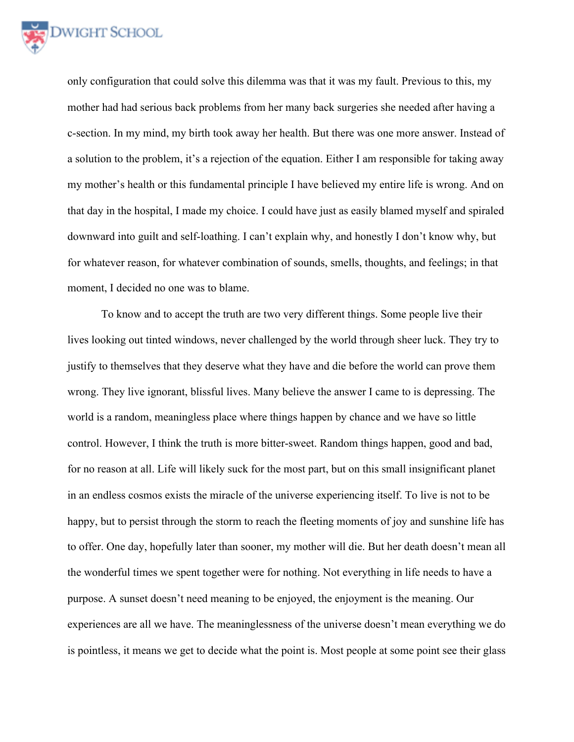only configuration that could solve this dilemma was that it was my fault. Previous to this, my mother had had serious back problems from her many back surgeries she needed after having a c-section. In my mind, my birth took away her health. But there was one more answer. Instead of a solution to the problem, it's a rejection of the equation. Either I am responsible for taking away my mother's health or this fundamental principle I have believed my entire life is wrong. And on that day in the hospital, I made my choice. I could have just as easily blamed myself and spiraled downward into guilt and self-loathing. I can't explain why, and honestly I don't know why, but for whatever reason, for whatever combination of sounds, smells, thoughts, and feelings; in that moment, I decided no one was to blame.

To know and to accept the truth are two very different things. Some people live their lives looking out tinted windows, never challenged by the world through sheer luck. They try to justify to themselves that they deserve what they have and die before the world can prove them wrong. They live ignorant, blissful lives. Many believe the answer I came to is depressing. The world is a random, meaningless place where things happen by chance and we have so little control. However, I think the truth is more bitter-sweet. Random things happen, good and bad, for no reason at all. Life will likely suck for the most part, but on this small insignificant planet in an endless cosmos exists the miracle of the universe experiencing itself. To live is not to be happy, but to persist through the storm to reach the fleeting moments of joy and sunshine life has to offer. One day, hopefully later than sooner, my mother will die. But her death doesn't mean all the wonderful times we spent together were for nothing. Not everything in life needs to have a purpose. A sunset doesn't need meaning to be enjoyed, the enjoyment is the meaning. Our experiences are all we have. The meaninglessness of the universe doesn't mean everything we do is pointless, it means we get to decide what the point is. Most people at some point see their glass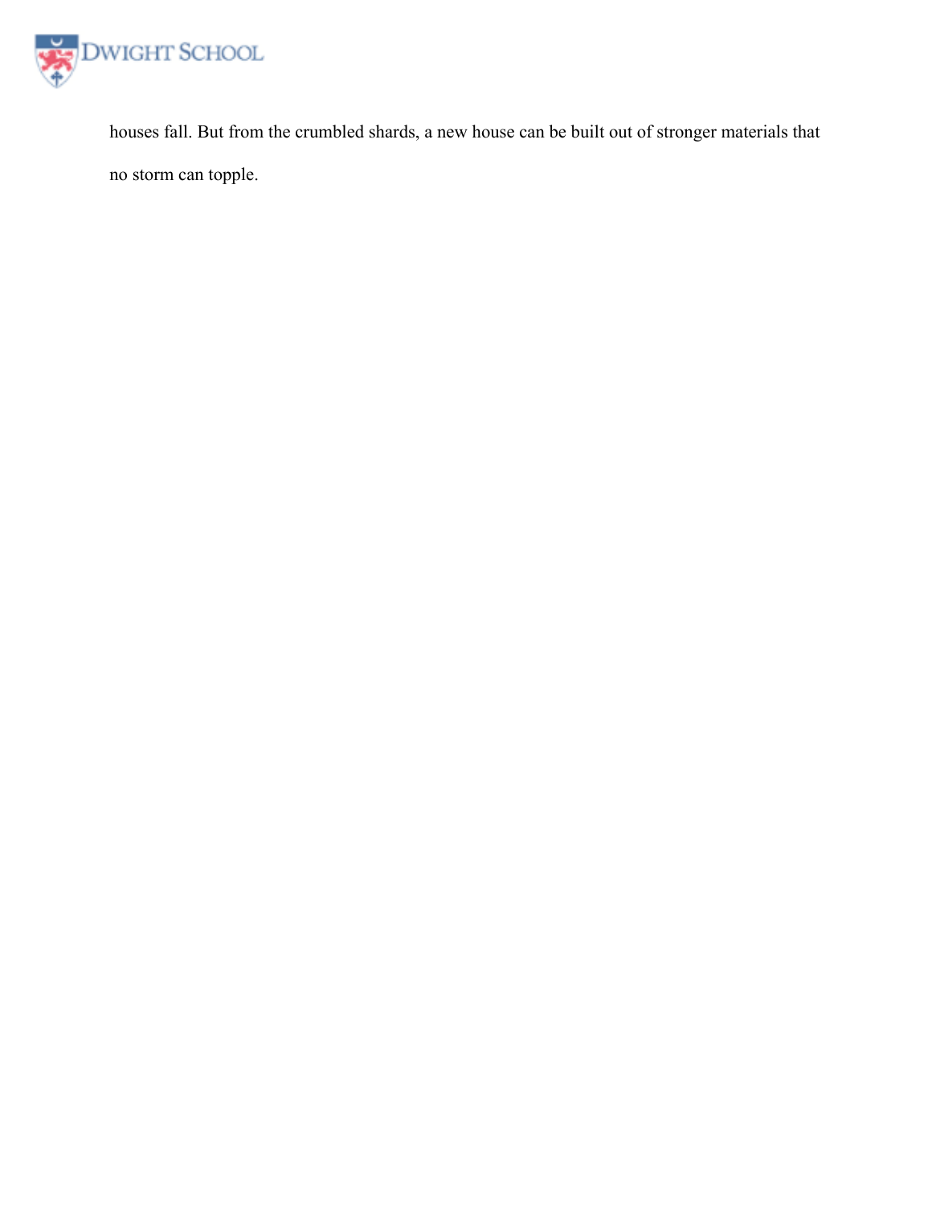houses fall. But from the crumbled shards, a new house can be built out of stronger materials that no storm can topple.